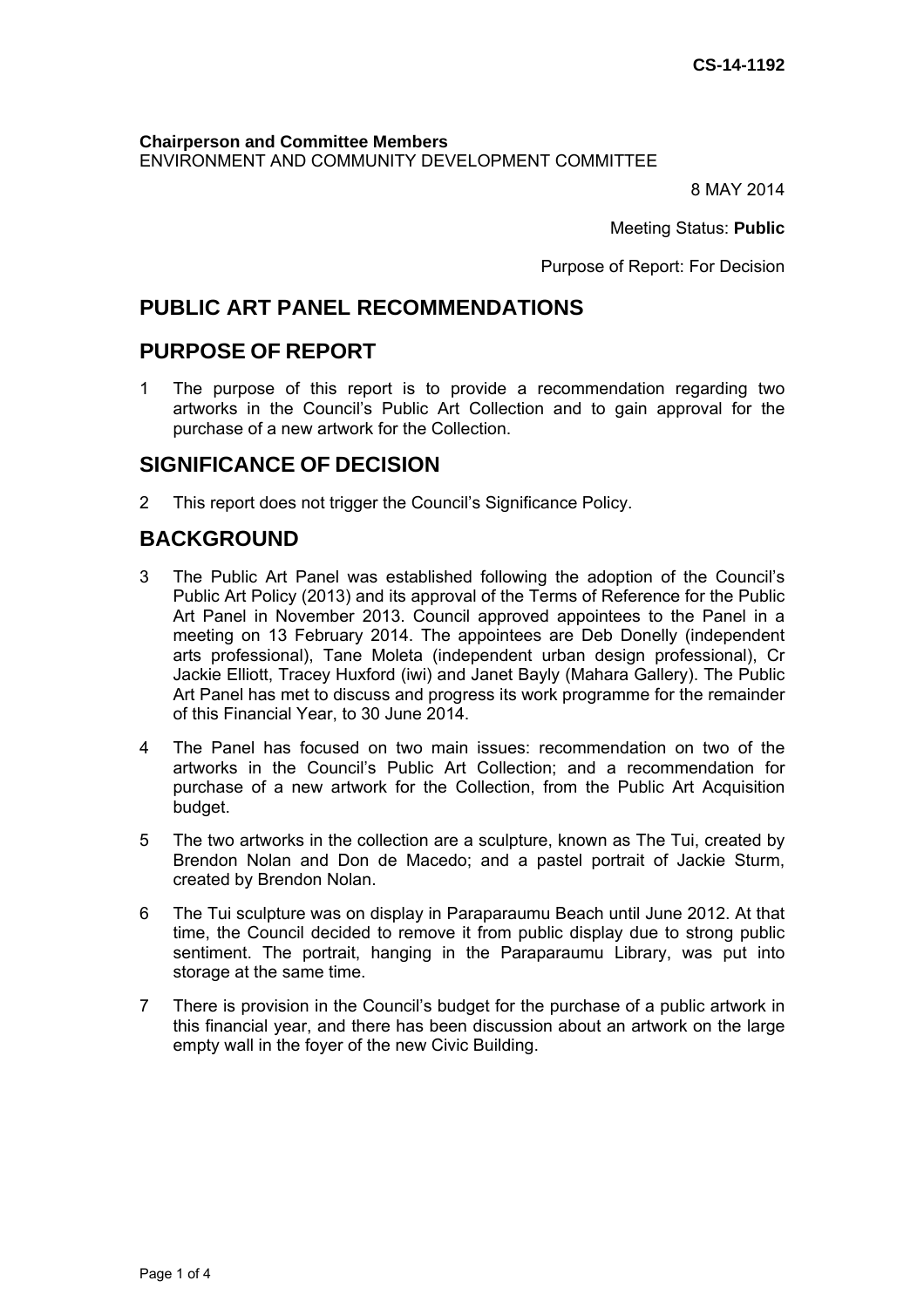CS-14-1192

**Chairperson and Committee Members**
ENVIRONMENT AND COMMUNITY DEVELOPMENT COMMITTEE

8 MAY 2014

Meeting Status: **Public**

Purpose of Report: For Decision

# PUBLIC ART PANEL RECOMMENDATIONS

## PURPOSE OF REPORT

1 The purpose of this report is to provide a recommendation regarding two artworks in the Council's Public Art Collection and to gain approval for the purchase of a new artwork for the Collection.

## SIGNIFICANCE OF DECISION

2 This report does not trigger the Council's Significance Policy.

## BACKGROUND

3 The Public Art Panel was established following the adoption of the Council's Public Art Policy (2013) and its approval of the Terms of Reference for the Public Art Panel in November 2013. Council approved appointees to the Panel in a meeting on 13 February 2014. The appointees are Deb Donelly (independent arts professional), Tane Moleta (independent urban design professional), Cr Jackie Elliott, Tracey Huxford (iwi) and Janet Bayly (Mahara Gallery). The Public Art Panel has met to discuss and progress its work programme for the remainder of this Financial Year, to 30 June 2014.

4 The Panel has focused on two main issues: recommendation on two of the artworks in the Council's Public Art Collection; and a recommendation for purchase of a new artwork for the Collection, from the Public Art Acquisition budget.

5 The two artworks in the collection are a sculpture, known as The Tui, created by Brendon Nolan and Don de Macedo; and a pastel portrait of Jackie Sturm, created by Brendon Nolan.

6 The Tui sculpture was on display in Paraparaumu Beach until June 2012. At that time, the Council decided to remove it from public display due to strong public sentiment. The portrait, hanging in the Paraparaumu Library, was put into storage at the same time.

7 There is provision in the Council's budget for the purchase of a public artwork in this financial year, and there has been discussion about an artwork on the large empty wall in the foyer of the new Civic Building.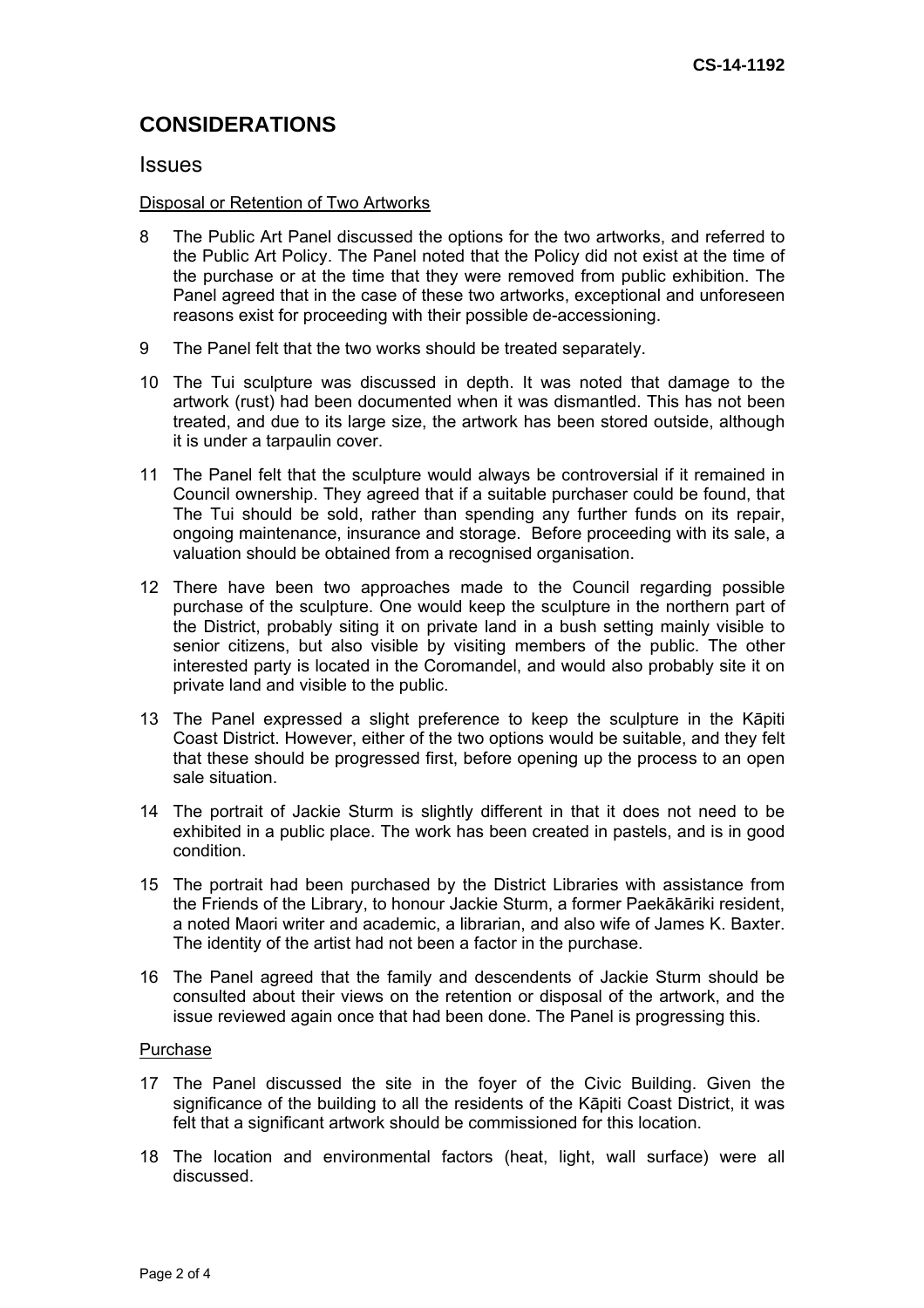## CONSIDERATIONS

### Issues

Disposal or Retention of Two Artworks

8 The Public Art Panel discussed the options for the two artworks, and referred to the Public Art Policy. The Panel noted that the Policy did not exist at the time of the purchase or at the time that they were removed from public exhibition. The Panel agreed that in the case of these two artworks, exceptional and unforeseen reasons exist for proceeding with their possible de-accessioning.

9 The Panel felt that the two works should be treated separately.

10 The Tui sculpture was discussed in depth. It was noted that damage to the artwork (rust) had been documented when it was dismantled. This has not been treated, and due to its large size, the artwork has been stored outside, although it is under a tarpaulin cover.

11 The Panel felt that the sculpture would always be controversial if it remained in Council ownership. They agreed that if a suitable purchaser could be found, that The Tui should be sold, rather than spending any further funds on its repair, ongoing maintenance, insurance and storage. Before proceeding with its sale, a valuation should be obtained from a recognised organisation.

12 There have been two approaches made to the Council regarding possible purchase of the sculpture. One would keep the sculpture in the northern part of the District, probably siting it on private land in a bush setting mainly visible to senior citizens, but also visible by visiting members of the public. The other interested party is located in the Coromandel, and would also probably site it on private land and visible to the public.

13 The Panel expressed a slight preference to keep the sculpture in the Kāpiti Coast District. However, either of the two options would be suitable, and they felt that these should be progressed first, before opening up the process to an open sale situation.

14 The portrait of Jackie Sturm is slightly different in that it does not need to be exhibited in a public place. The work has been created in pastels, and is in good condition.

15 The portrait had been purchased by the District Libraries with assistance from the Friends of the Library, to honour Jackie Sturm, a former Paekākāriki resident, a noted Maori writer and academic, a librarian, and also wife of James K. Baxter. The identity of the artist had not been a factor in the purchase.

16 The Panel agreed that the family and descendents of Jackie Sturm should be consulted about their views on the retention or disposal of the artwork, and the issue reviewed again once that had been done. The Panel is progressing this.

Purchase

17 The Panel discussed the site in the foyer of the Civic Building. Given the significance of the building to all the residents of the Kāpiti Coast District, it was felt that a significant artwork should be commissioned for this location.

18 The location and environmental factors (heat, light, wall surface) were all discussed.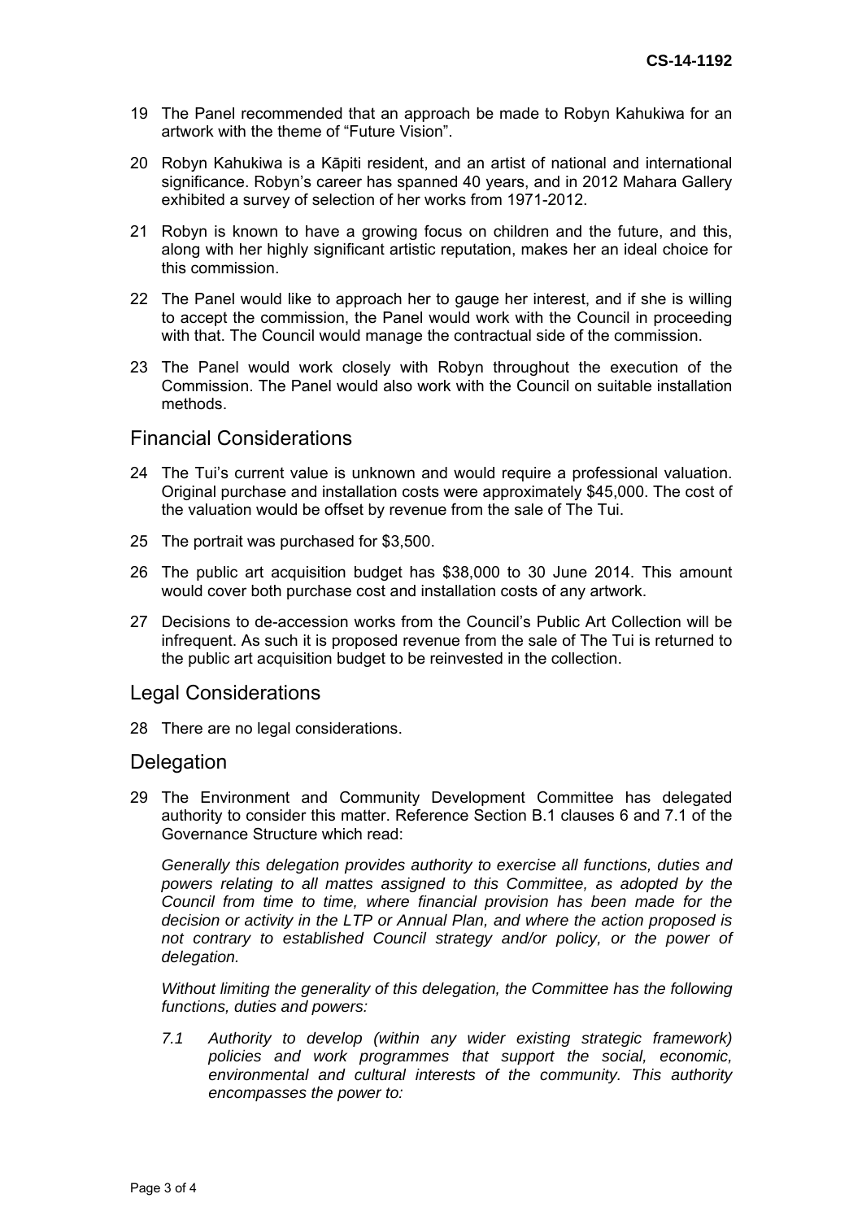19 The Panel recommended that an approach be made to Robyn Kahukiwa for an artwork with the theme of “Future Vision”.

20 Robyn Kahukiwa is a Kāpiti resident, and an artist of national and international significance. Robyn’s career has spanned 40 years, and in 2012 Mahara Gallery exhibited a survey of selection of her works from 1971-2012.

21 Robyn is known to have a growing focus on children and the future, and this, along with her highly significant artistic reputation, makes her an ideal choice for this commission.

22 The Panel would like to approach her to gauge her interest, and if she is willing to accept the commission, the Panel would work with the Council in proceeding with that. The Council would manage the contractual side of the commission.

23 The Panel would work closely with Robyn throughout the execution of the Commission. The Panel would also work with the Council on suitable installation methods.

## Financial Considerations

24 The Tui’s current value is unknown and would require a professional valuation. Original purchase and installation costs were approximately $45,000. The cost of the valuation would be offset by revenue from the sale of The Tui.

25 The portrait was purchased for $3,500.

26 The public art acquisition budget has $38,000 to 30 June 2014. This amount would cover both purchase cost and installation costs of any artwork.

27 Decisions to de-accession works from the Council’s Public Art Collection will be infrequent. As such it is proposed revenue from the sale of The Tui is returned to the public art acquisition budget to be reinvested in the collection.

## Legal Considerations

28 There are no legal considerations.

## Delegation

29 The Environment and Community Development Committee has delegated authority to consider this matter. Reference Section B.1 clauses 6 and 7.1 of the Governance Structure which read:

*Generally this delegation provides authority to exercise all functions, duties and powers relating to all mattes assigned to this Committee, as adopted by the Council from time to time, where financial provision has been made for the decision or activity in the LTP or Annual Plan, and where the action proposed is not contrary to established Council strategy and/or policy, or the power of delegation.*

*Without limiting the generality of this delegation, the Committee has the following functions, duties and powers:*

*7.1 Authority to develop (within any wider existing strategic framework) policies and work programmes that support the social, economic, environmental and cultural interests of the community. This authority encompasses the power to:*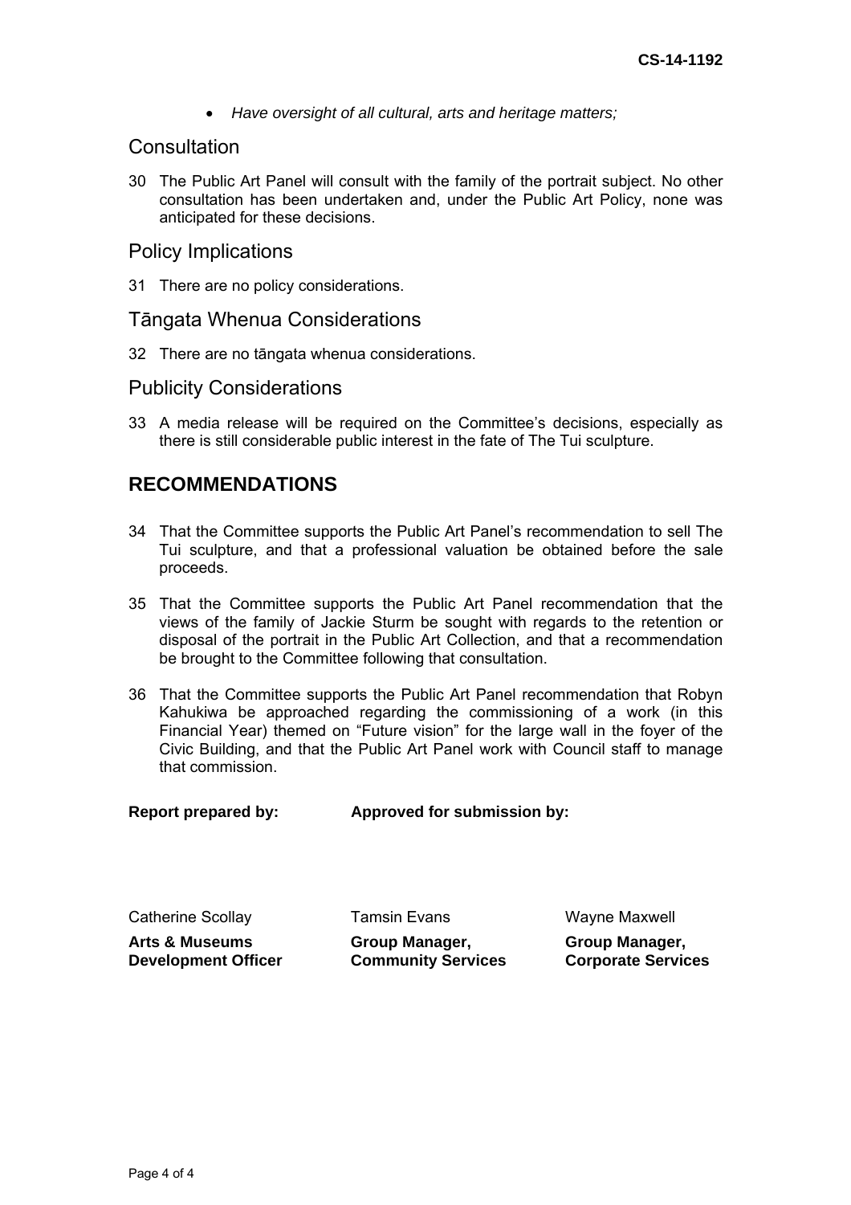- *Have oversight of all cultural, arts and heritage matters;*

## Consultation

30 The Public Art Panel will consult with the family of the portrait subject. No other consultation has been undertaken and, under the Public Art Policy, none was anticipated for these decisions.

## Policy Implications

31 There are no policy considerations.

## Tāngata Whenua Considerations

32 There are no tāngata whenua considerations.

## Publicity Considerations

33 A media release will be required on the Committee's decisions, especially as there is still considerable public interest in the fate of The Tui sculpture.

# RECOMMENDATIONS

34 That the Committee supports the Public Art Panel's recommendation to sell The Tui sculpture, and that a professional valuation be obtained before the sale proceeds.

35 That the Committee supports the Public Art Panel recommendation that the views of the family of Jackie Sturm be sought with regards to the retention or disposal of the portrait in the Public Art Collection, and that a recommendation be brought to the Committee following that consultation.

36 That the Committee supports the Public Art Panel recommendation that Robyn Kahukiwa be approached regarding the commissioning of a work (in this Financial Year) themed on "Future vision" for the large wall in the foyer of the Civic Building, and that the Public Art Panel work with Council staff to manage that commission.

| **Report prepared by:** | **Approved for submission by:** | |
|---|---|---|
| Catherine Scollay | Tamsin Evans | Wayne Maxwell |
| **Arts & Museums Development Officer** | **Group Manager, Community Services** | **Group Manager, Corporate Services** |